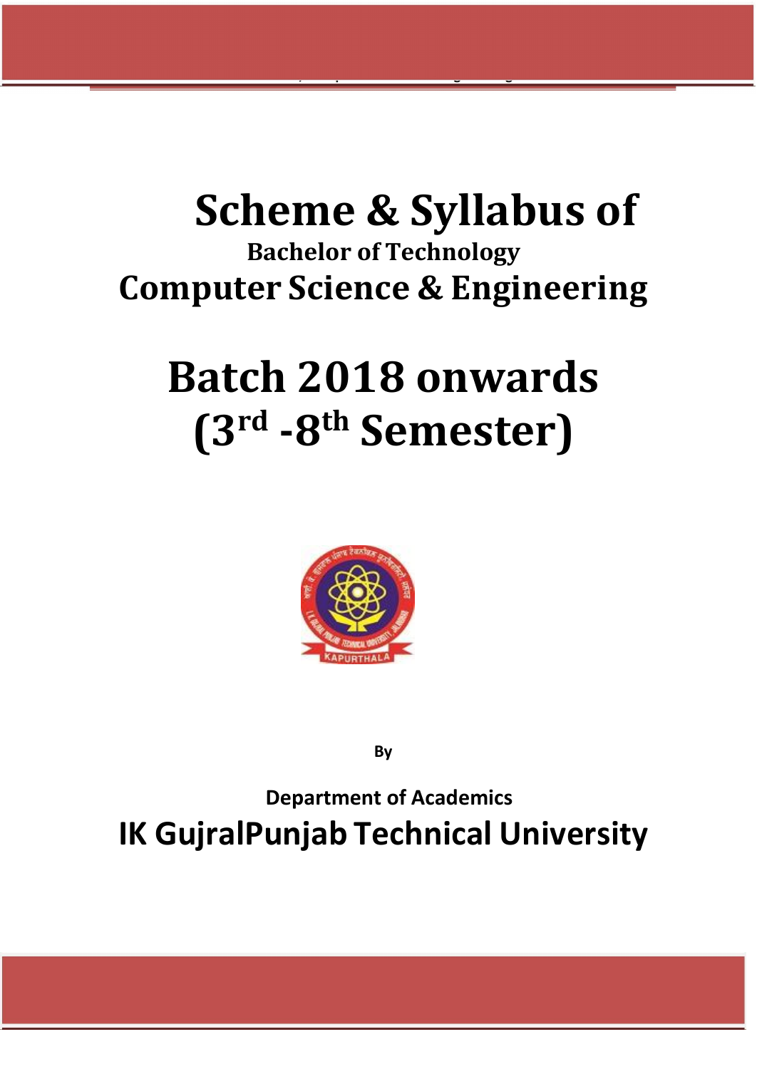# Scheme & Syllabus of

## Bachelor of Technology

## Computer Science & Engineering

# Batch 2018 onwards
# (3rd -8th Semester)

**By**

**Department of Academics**

**IK GujralPunjab Technical University**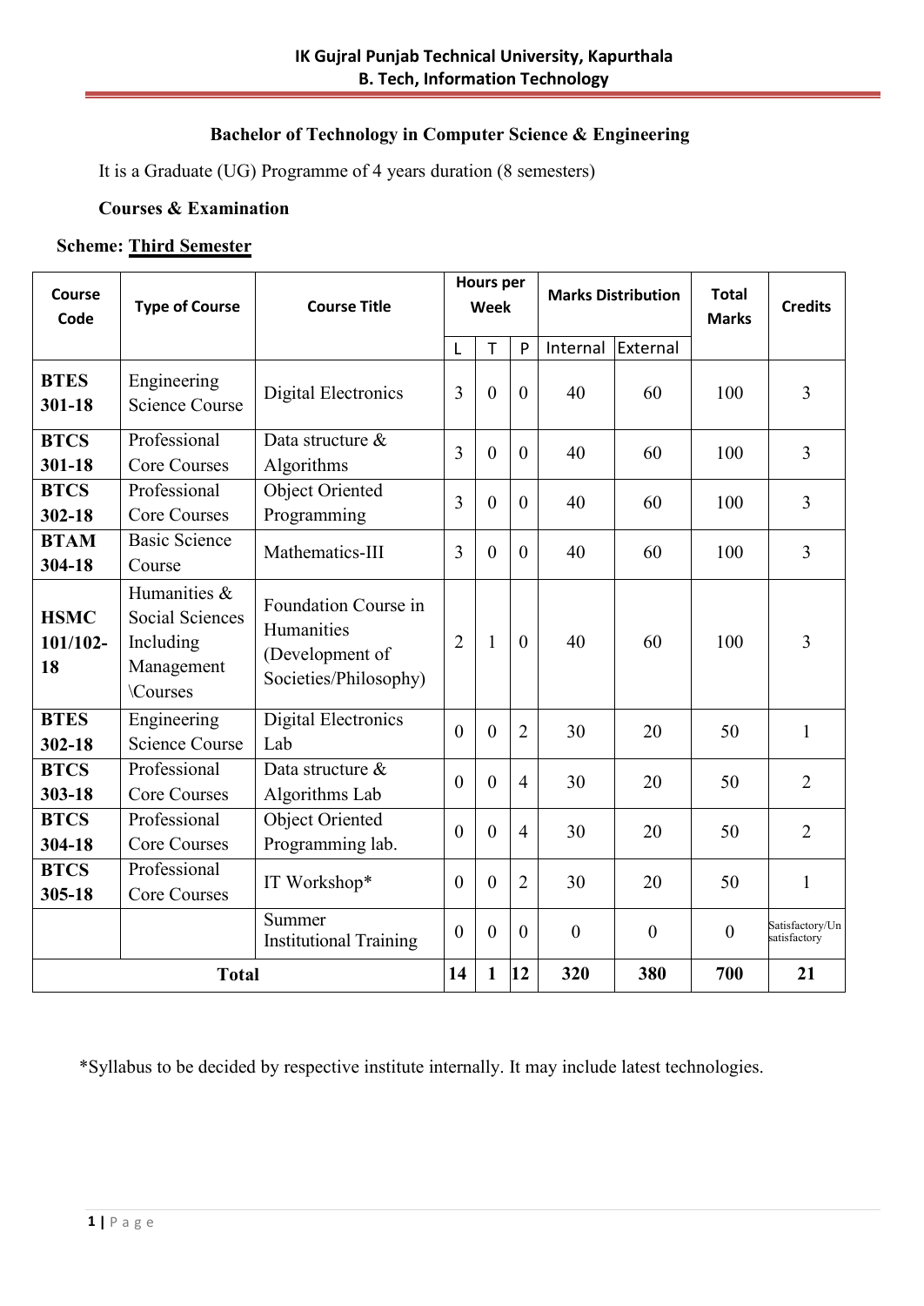## Bachelor of Technology in Computer Science & Engineering

It is a Graduate (UG) Programme of 4 years duration (8 semesters)

**Courses & Examination**

**Scheme: Third Semester**

| Course Code | Type of Course | Course Title | Hours per Week | | | Marks Distribution | | Total Marks | Credits |
|---|---|---|---|---|---|---|---|---|---|
| | | | L | T | P | Internal | External | | |
| **BTES 301-18** | Engineering Science Course | Digital Electronics | 3 | 0 | 0 | 40 | 60 | 100 | 3 |
| **BTCS 301-18** | Professional Core Courses | Data structure & Algorithms | 3 | 0 | 0 | 40 | 60 | 100 | 3 |
| **BTCS 302-18** | Professional Core Courses | Object Oriented Programming | 3 | 0 | 0 | 40 | 60 | 100 | 3 |
| **BTAM 304-18** | Basic Science Course | Mathematics-III | 3 | 0 | 0 | 40 | 60 | 100 | 3 |
| **HSMC 101/102-18** | Humanities & Social Sciences Including Management \Courses | Foundation Course in Humanities (Development of Societies/Philosophy) | 2 | 1 | 0 | 40 | 60 | 100 | 3 |
| **BTES 302-18** | Engineering Science Course | Digital Electronics Lab | 0 | 0 | 2 | 30 | 20 | 50 | 1 |
| **BTCS 303-18** | Professional Core Courses | Data structure & Algorithms Lab | 0 | 0 | 4 | 30 | 20 | 50 | 2 |
| **BTCS 304-18** | Professional Core Courses | Object Oriented Programming lab. | 0 | 0 | 4 | 30 | 20 | 50 | 2 |
| **BTCS 305-18** | Professional Core Courses | IT Workshop* | 0 | 0 | 2 | 30 | 20 | 50 | 1 |
| | | Summer Institutional Training | 0 | 0 | 0 | 0 | 0 | 0 | Satisfactory/Unsatisfactory |
| **Total** | | | **14** | **1** | **12** | **320** | **380** | **700** | **21** |

*Syllabus to be decided by respective institute internally. It may include latest technologies.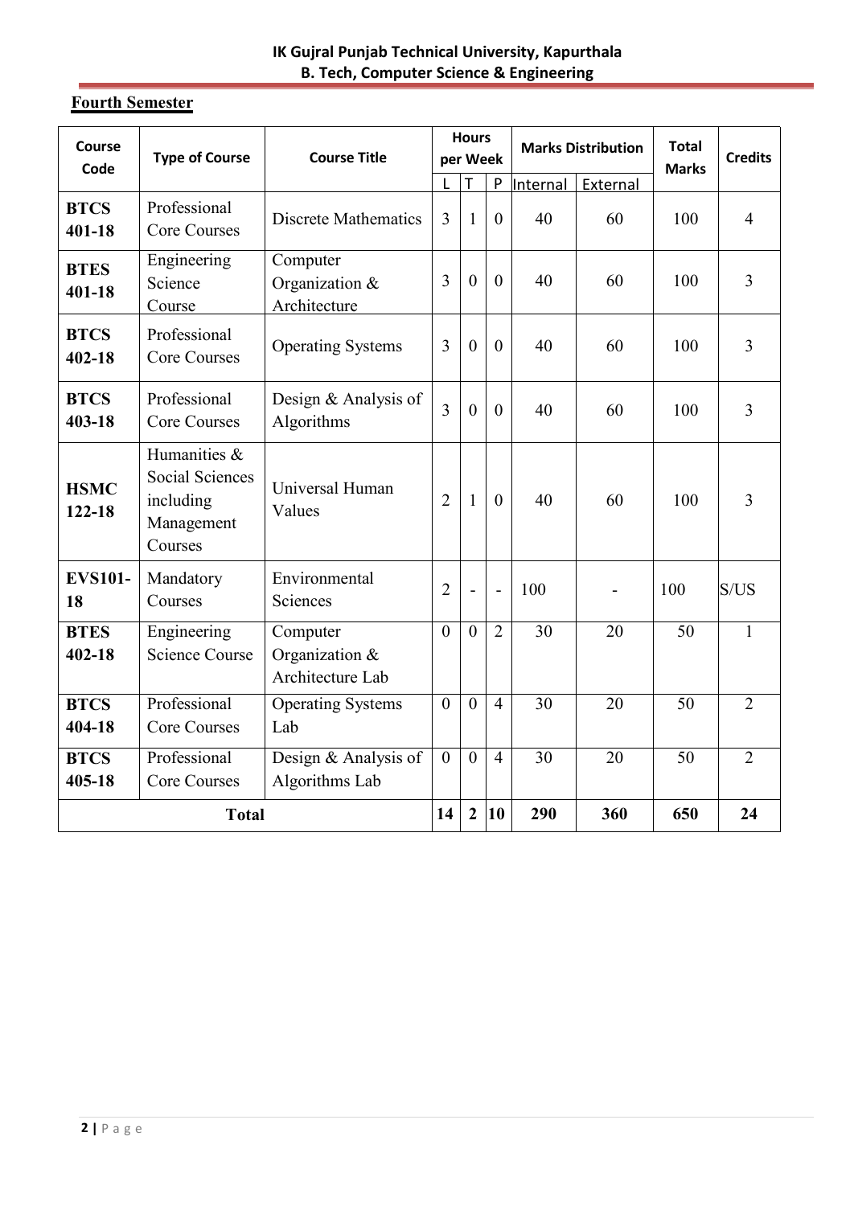## Fourth Semester

| Course Code | Type of Course | Course Title | Hours per Week | | | Marks Distribution | | Total Marks | Credits |
|---|---|---|---|---|---|---|---|---|---|
| | | | L | T | P | Internal | External | | |
| **BTCS 401-18** | Professional Core Courses | Discrete Mathematics | 3 | 1 | 0 | 40 | 60 | 100 | 4 |
| **BTES 401-18** | Engineering Science Course | Computer Organization & Architecture | 3 | 0 | 0 | 40 | 60 | 100 | 3 |
| **BTCS 402-18** | Professional Core Courses | Operating Systems | 3 | 0 | 0 | 40 | 60 | 100 | 3 |
| **BTCS 403-18** | Professional Core Courses | Design & Analysis of Algorithms | 3 | 0 | 0 | 40 | 60 | 100 | 3 |
| **HSMC 122-18** | Humanities & Social Sciences including Management Courses | Universal Human Values | 2 | 1 | 0 | 40 | 60 | 100 | 3 |
| **EVS101-18** | Mandatory Courses | Environmental Sciences | 2 | - | - | 100 | - | 100 | S/US |
| **BTES 402-18** | Engineering Science Course | Computer Organization & Architecture Lab | 0 | 0 | 2 | 30 | 20 | 50 | 1 |
| **BTCS 404-18** | Professional Core Courses | Operating Systems Lab | 0 | 0 | 4 | 30 | 20 | 50 | 2 |
| **BTCS 405-18** | Professional Core Courses | Design & Analysis of Algorithms Lab | 0 | 0 | 4 | 30 | 20 | 50 | 2 |
| **Total** | | | **14** | **2** | **10** | **290** | **360** | **650** | **24** |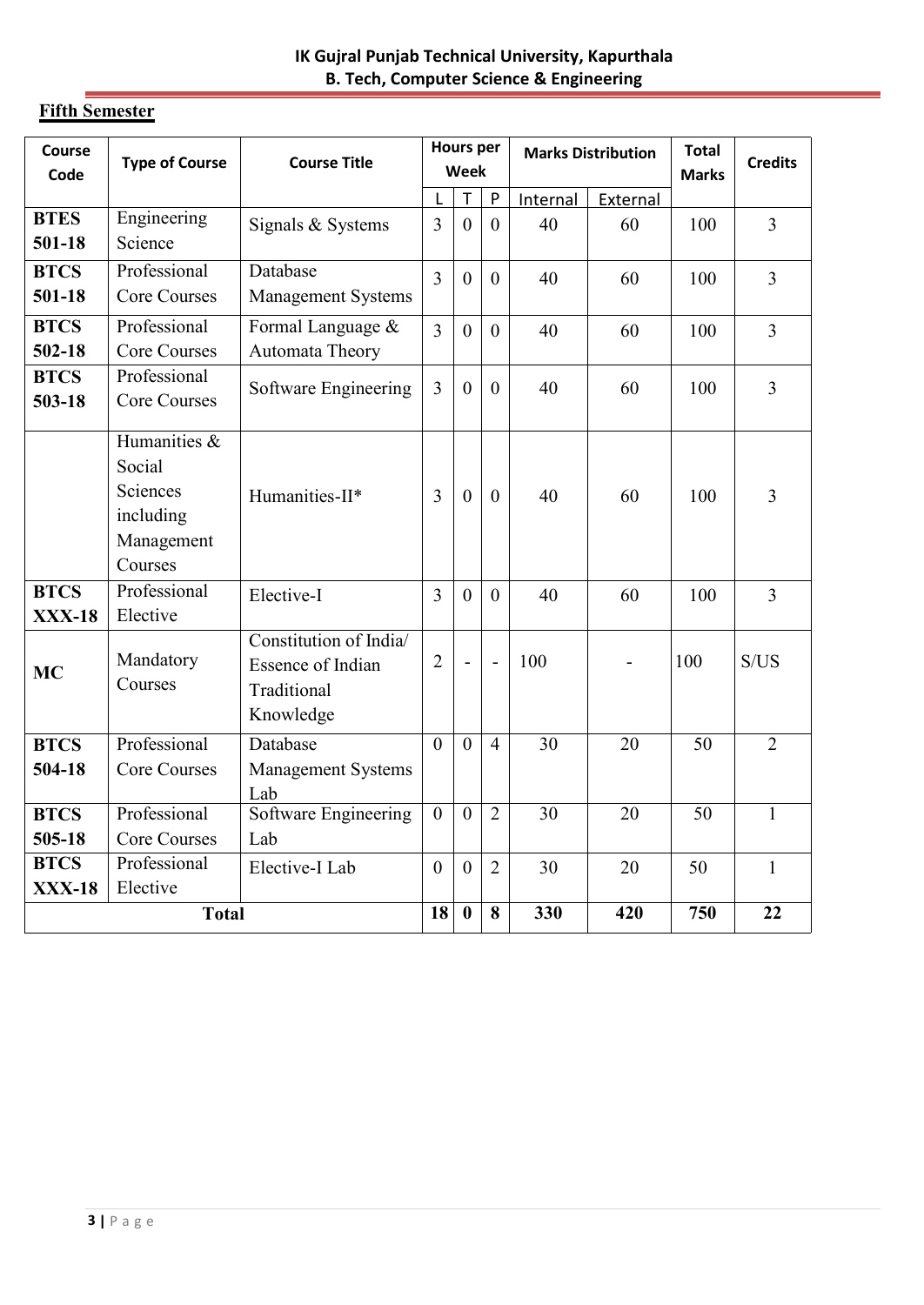## Fifth Semester

| Course Code | Type of Course | Course Title | Hours per Week | | | Marks Distribution | | Total Marks | Credits |
|---|---|---|---|---|---|---|---|---|---|
| | | | L | T | P | Internal | External | | |
| **BTES 501-18** | Engineering Science | Signals & Systems | 3 | 0 | 0 | 40 | 60 | 100 | 3 |
| **BTCS 501-18** | Professional Core Courses | Database Management Systems | 3 | 0 | 0 | 40 | 60 | 100 | 3 |
| **BTCS 502-18** | Professional Core Courses | Formal Language & Automata Theory | 3 | 0 | 0 | 40 | 60 | 100 | 3 |
| **BTCS 503-18** | Professional Core Courses | Software Engineering | 3 | 0 | 0 | 40 | 60 | 100 | 3 |
| | Humanities & Social Sciences including Management Courses | Humanities-II* | 3 | 0 | 0 | 40 | 60 | 100 | 3 |
| **BTCS XXX-18** | Professional Elective | Elective-I | 3 | 0 | 0 | 40 | 60 | 100 | 3 |
| **MC** | Mandatory Courses | Constitution of India/ Essence of Indian Traditional Knowledge | 2 | - | - | 100 | - | 100 | S/US |
| **BTCS 504-18** | Professional Core Courses | Database Management Systems Lab | 0 | 0 | 4 | 30 | 20 | 50 | 2 |
| **BTCS 505-18** | Professional Core Courses | Software Engineering Lab | 0 | 0 | 2 | 30 | 20 | 50 | 1 |
| **BTCS XXX-18** | Professional Elective | Elective-I Lab | 0 | 0 | 2 | 30 | 20 | 50 | 1 |
| **Total** | | | **18** | **0** | **8** | **330** | **420** | **750** | **22** |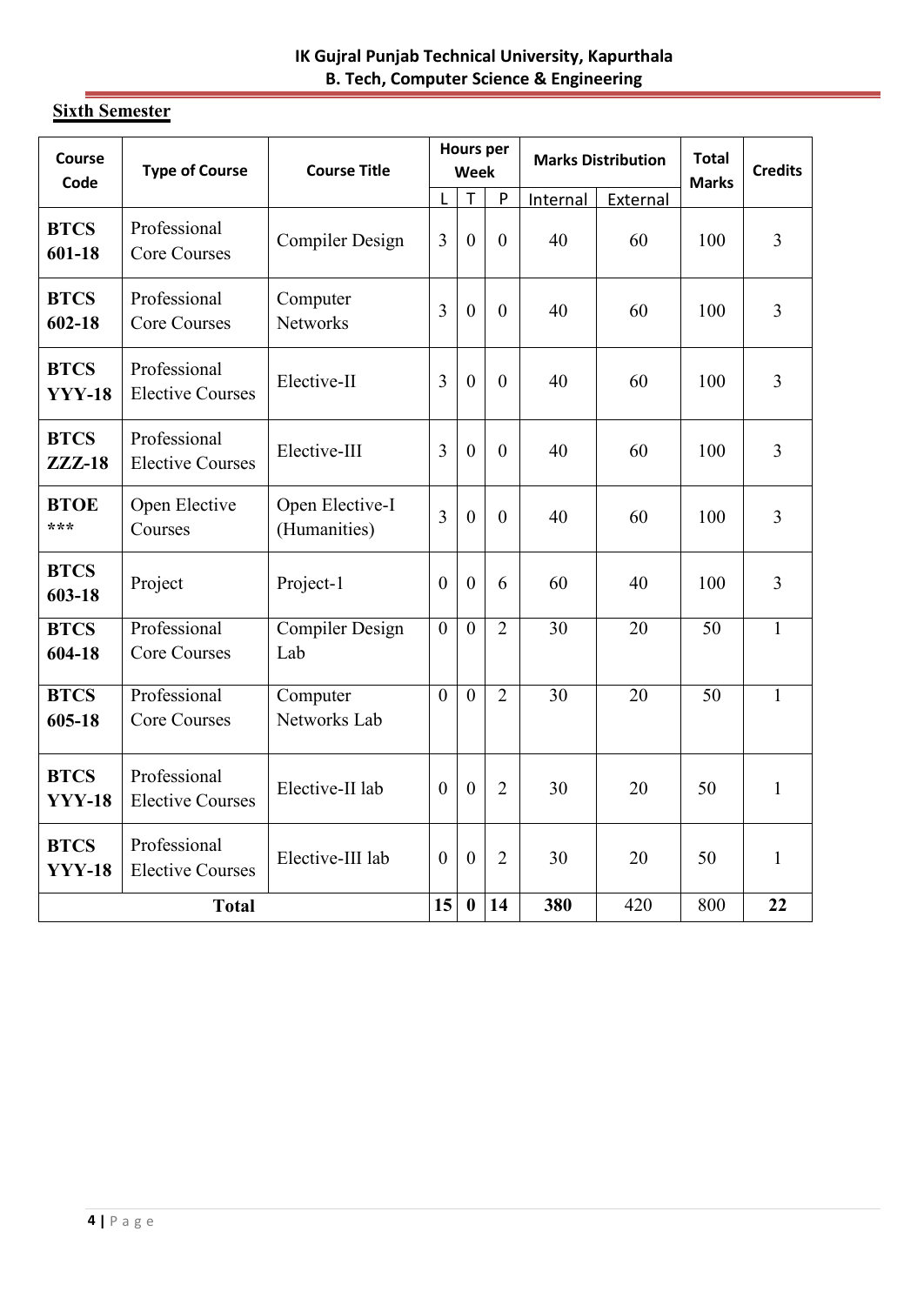## Sixth Semester

| Course Code | Type of Course | Course Title | Hours per Week | | | Marks Distribution | | Total Marks | Credits |
|---|---|---|---|---|---|---|---|---|---|
| | | | L | T | P | Internal | External | | |
| **BTCS 601-18** | Professional Core Courses | Compiler Design | 3 | 0 | 0 | 40 | 60 | 100 | 3 |
| **BTCS 602-18** | Professional Core Courses | Computer Networks | 3 | 0 | 0 | 40 | 60 | 100 | 3 |
| **BTCS YYY-18** | Professional Elective Courses | Elective-II | 3 | 0 | 0 | 40 | 60 | 100 | 3 |
| **BTCS ZZZ-18** | Professional Elective Courses | Elective-III | 3 | 0 | 0 | 40 | 60 | 100 | 3 |
| **BTOE \*\*\*** | Open Elective Courses | Open Elective-I (Humanities) | 3 | 0 | 0 | 40 | 60 | 100 | 3 |
| **BTCS 603-18** | Project | Project-1 | 0 | 0 | 6 | 60 | 40 | 100 | 3 |
| **BTCS 604-18** | Professional Core Courses | Compiler Design Lab | 0 | 0 | 2 | 30 | 20 | 50 | 1 |
| **BTCS 605-18** | Professional Core Courses | Computer Networks Lab | 0 | 0 | 2 | 30 | 20 | 50 | 1 |
| **BTCS YYY-18** | Professional Elective Courses | Elective-II lab | 0 | 0 | 2 | 30 | 20 | 50 | 1 |
| **BTCS YYY-18** | Professional Elective Courses | Elective-III lab | 0 | 0 | 2 | 30 | 20 | 50 | 1 |
| **Total** | | | **15** | **0** | **14** | **380** | 420 | 800 | **22** |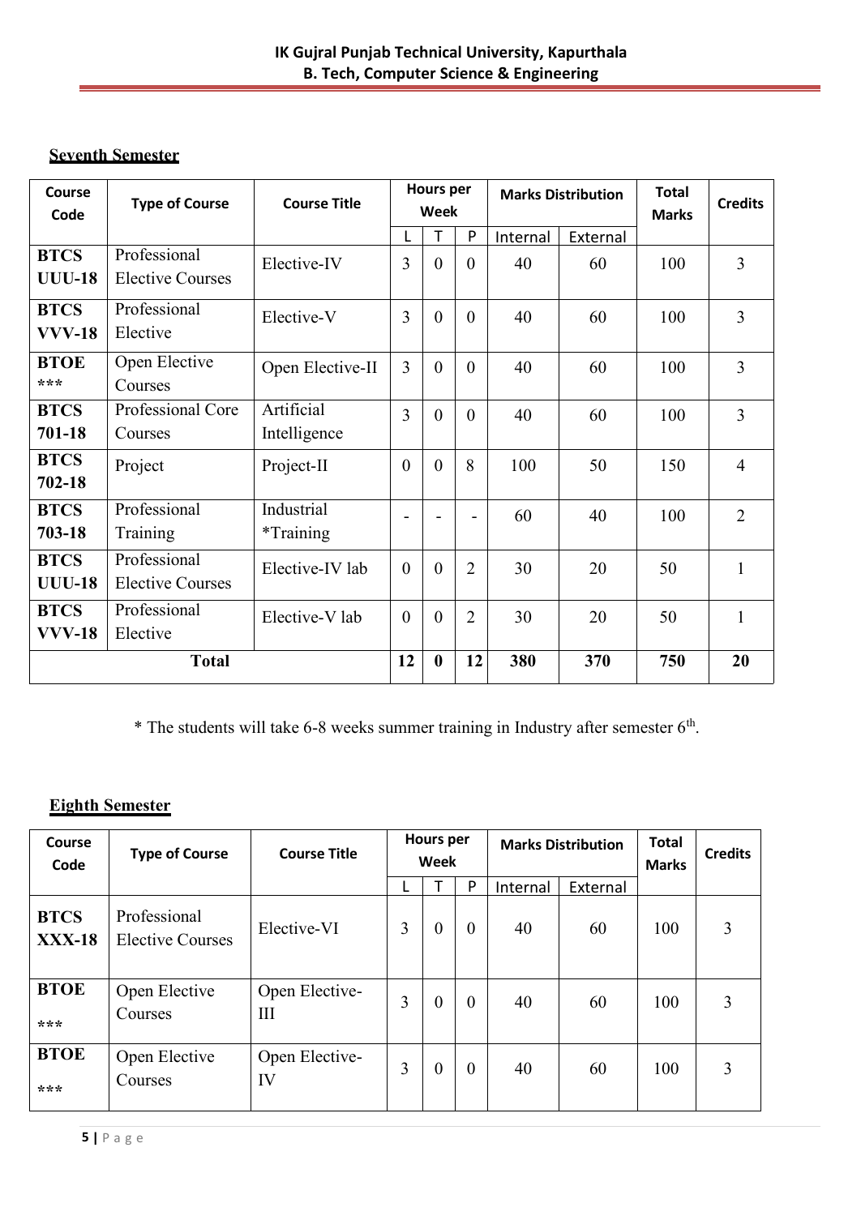## Seventh Semester

| Course Code | Type of Course | Course Title | Hours per Week | | | Marks Distribution | | Total Marks | Credits |
|---|---|---|---|---|---|---|---|---|---|
| | | | L | T | P | Internal | External | | |
| **BTCS UUU-18** | Professional Elective Courses | Elective-IV | 3 | 0 | 0 | 40 | 60 | 100 | 3 |
| **BTCS VVV-18** | Professional Elective | Elective-V | 3 | 0 | 0 | 40 | 60 | 100 | 3 |
| **BTOE \*\*\*** | Open Elective Courses | Open Elective-II | 3 | 0 | 0 | 40 | 60 | 100 | 3 |
| **BTCS 701-18** | Professional Core Courses | Artificial Intelligence | 3 | 0 | 0 | 40 | 60 | 100 | 3 |
| **BTCS 702-18** | Project | Project-II | 0 | 0 | 8 | 100 | 50 | 150 | 4 |
| **BTCS 703-18** | Professional Training | Industrial *Training | - | - | - | 60 | 40 | 100 | 2 |
| **BTCS UUU-18** | Professional Elective Courses | Elective-IV lab | 0 | 0 | 2 | 30 | 20 | 50 | 1 |
| **BTCS VVV-18** | Professional Elective | Elective-V lab | 0 | 0 | 2 | 30 | 20 | 50 | 1 |
| **Total** | | | **12** | **0** | **12** | **380** | **370** | **750** | **20** |

* The students will take 6-8 weeks summer training in Industry after semester 6th.

## Eighth Semester

| Course Code | Type of Course | Course Title | Hours per Week | | | Marks Distribution | | Total Marks | Credits |
|---|---|---|---|---|---|---|---|---|---|
| | | | L | T | P | Internal | External | | |
| **BTCS XXX-18** | Professional Elective Courses | Elective-VI | 3 | 0 | 0 | 40 | 60 | 100 | 3 |
| **BTOE \*\*\*** | Open Elective Courses | Open Elective-III | 3 | 0 | 0 | 40 | 60 | 100 | 3 |
| **BTOE \*\*\*** | Open Elective Courses | Open Elective-IV | 3 | 0 | 0 | 40 | 60 | 100 | 3 |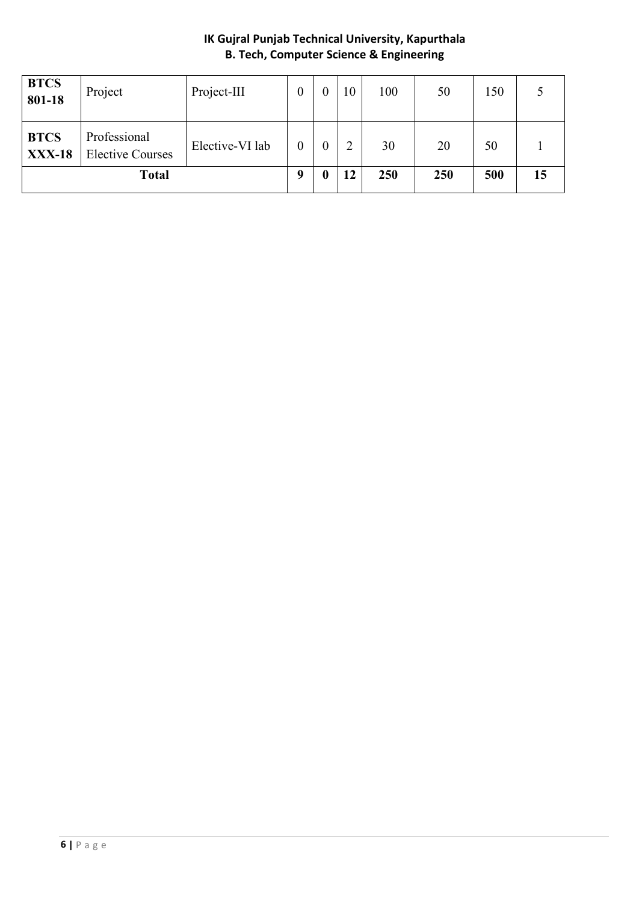| | | | | | | | | | |
|---|---|---|---|---|---|---|---|---|---|
| **BTCS 801-18** | Project | Project-III | 0 | 0 | 10 | 100 | 50 | 150 | 5 |
| **BTCS XXX-18** | Professional Elective Courses | Elective-VI lab | 0 | 0 | 2 | 30 | 20 | 50 | 1 |
| **Total** | | | **9** | **0** | **12** | **250** | **250** | **500** | **15** |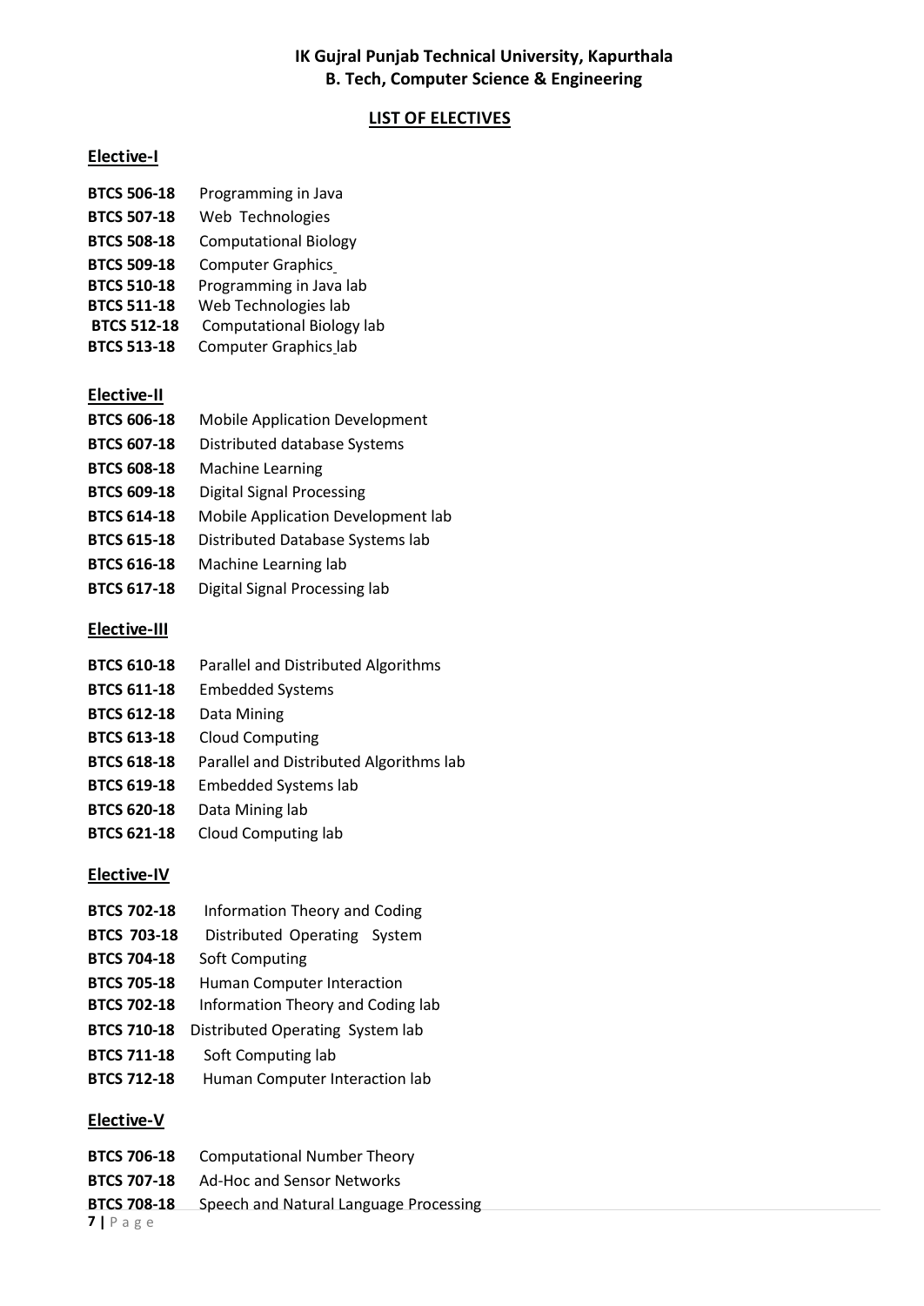**IK Gujral Punjab Technical University, Kapurthala**
**B. Tech, Computer Science & Engineering**

## LIST OF ELECTIVES

### Elective-I

**BTCS 506-18** Programming in Java
**BTCS 507-18** Web Technologies
**BTCS 508-18** Computational Biology
**BTCS 509-18** Computer Graphics
**BTCS 510-18** Programming in Java lab
**BTCS 511-18** Web Technologies lab
**BTCS 512-18** Computational Biology lab
**BTCS 513-18** Computer Graphics lab

### Elective-II

**BTCS 606-18** Mobile Application Development
**BTCS 607-18** Distributed database Systems
**BTCS 608-18** Machine Learning
**BTCS 609-18** Digital Signal Processing
**BTCS 614-18** Mobile Application Development lab
**BTCS 615-18** Distributed Database Systems lab
**BTCS 616-18** Machine Learning lab
**BTCS 617-18** Digital Signal Processing lab

### Elective-III

**BTCS 610-18** Parallel and Distributed Algorithms
**BTCS 611-18** Embedded Systems
**BTCS 612-18** Data Mining
**BTCS 613-18** Cloud Computing
**BTCS 618-18** Parallel and Distributed Algorithms lab
**BTCS 619-18** Embedded Systems lab
**BTCS 620-18** Data Mining lab
**BTCS 621-18** Cloud Computing lab

### Elective-IV

**BTCS 702-18** Information Theory and Coding
**BTCS 703-18** Distributed Operating System
**BTCS 704-18** Soft Computing
**BTCS 705-18** Human Computer Interaction
**BTCS 702-18** Information Theory and Coding lab
**BTCS 710-18** Distributed Operating System lab
**BTCS 711-18** Soft Computing lab
**BTCS 712-18** Human Computer Interaction lab

### Elective-V

**BTCS 706-18** Computational Number Theory
**BTCS 707-18** Ad-Hoc and Sensor Networks
**BTCS 708-18** Speech and Natural Language Processing